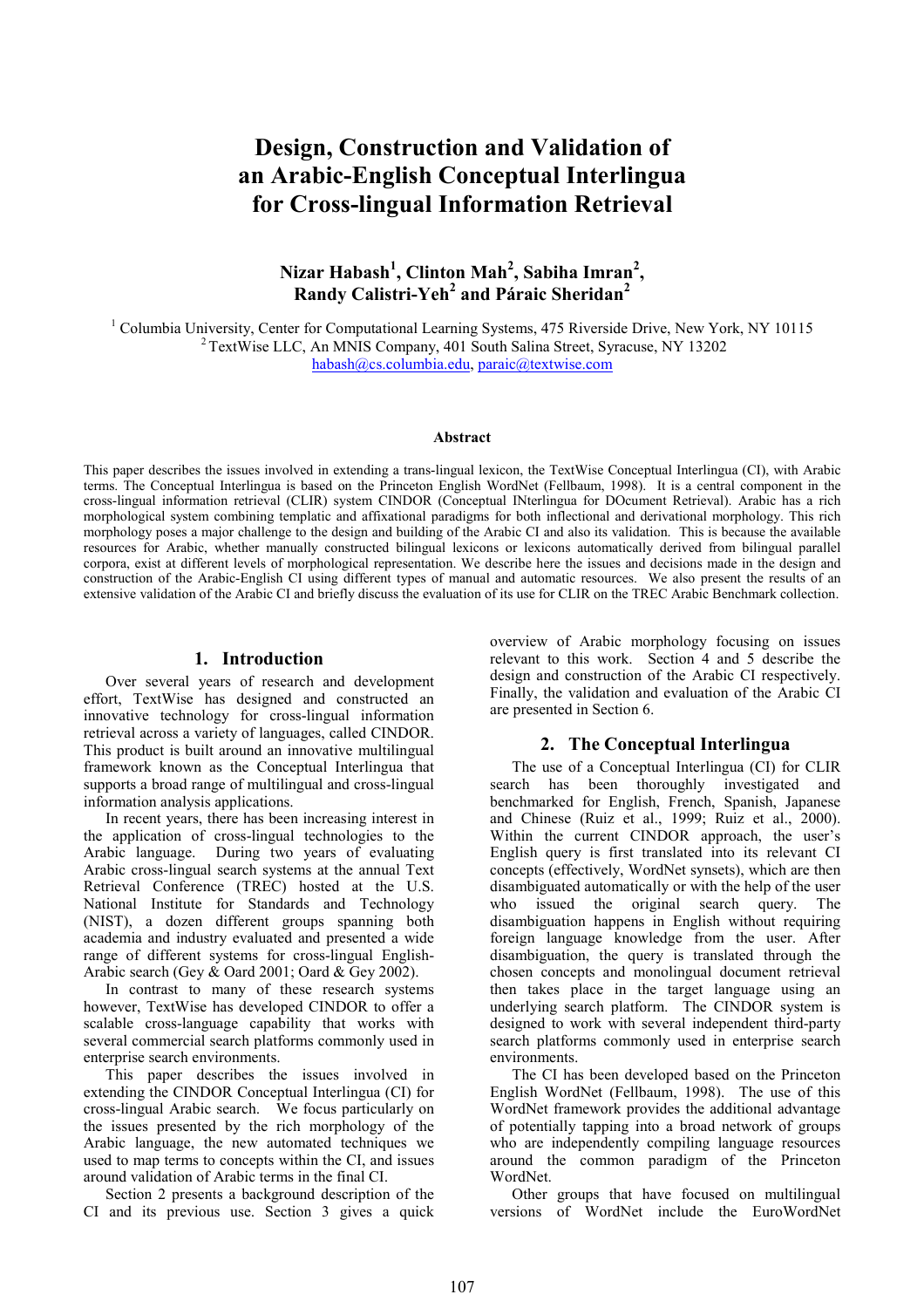# Design, Construction and Validation of an Arabic-English Conceptual Interlingua for Cross-lingual Information Retrieval

**Nizar Habash[1], Clinton Mah[2], Sabiha Imran[2], Randy Calistri-Yeh[2] and Páraic Sheridan[2]**

[1] Columbia University, Center for Computational Learning Systems, 475 Riverside Drive, New York, NY 10115
[2] TextWise LLC, An MNIS Company, 401 South Salina Street, Syracuse, NY 13202
habash@cs.columbia.edu, paraic@textwise.com

## Abstract

This paper describes the issues involved in extending a trans-lingual lexicon, the TextWise Conceptual Interlingua (CI), with Arabic terms. The Conceptual Interlingua is based on the Princeton English WordNet (Fellbaum, 1998). It is a central component in the cross-lingual information retrieval (CLIR) system CINDOR (Conceptual INterlingua for DOcument Retrieval). Arabic has a rich morphological system combining templatic and affixational paradigms for both inflectional and derivational morphology. This rich morphology poses a major challenge to the design and building of the Arabic CI and also its validation. This is because the available resources for Arabic, whether manually constructed bilingual lexicons or lexicons automatically derived from bilingual parallel corpora, exist at different levels of morphological representation. We describe here the issues and decisions made in the design and construction of the Arabic-English CI using different types of manual and automatic resources. We also present the results of an extensive validation of the Arabic CI and briefly discuss the evaluation of its use for CLIR on the TREC Arabic Benchmark collection.

## 1. Introduction

Over several years of research and development effort, TextWise has designed and constructed an innovative technology for cross-lingual information retrieval across a variety of languages, called CINDOR. This product is built around an innovative multilingual framework known as the Conceptual Interlingua that supports a broad range of multilingual and cross-lingual information analysis applications.

In recent years, there has been increasing interest in the application of cross-lingual technologies to the Arabic language. During two years of evaluating Arabic cross-lingual search systems at the annual Text Retrieval Conference (TREC) hosted at the U.S. National Institute for Standards and Technology (NIST), a dozen different groups spanning both academia and industry evaluated and presented a wide range of different systems for cross-lingual English-Arabic search (Gey & Oard 2001; Oard & Gey 2002).

In contrast to many of these research systems however, TextWise has developed CINDOR to offer a scalable cross-language capability that works with several commercial search platforms commonly used in enterprise search environments.

This paper describes the issues involved in extending the CINDOR Conceptual Interlingua (CI) for cross-lingual Arabic search. We focus particularly on the issues presented by the rich morphology of the Arabic language, the new automated techniques we used to map terms to concepts within the CI, and issues around validation of Arabic terms in the final CI.

Section 2 presents a background description of the CI and its previous use. Section 3 gives a quick overview of Arabic morphology focusing on issues relevant to this work. Section 4 and 5 describe the design and construction of the Arabic CI respectively. Finally, the validation and evaluation of the Arabic CI are presented in Section 6.

## 2. The Conceptual Interlingua

The use of a Conceptual Interlingua (CI) for CLIR search has been thoroughly investigated and benchmarked for English, French, Spanish, Japanese and Chinese (Ruiz et al., 1999; Ruiz et al., 2000). Within the current CINDOR approach, the user's English query is first translated into its relevant CI concepts (effectively, WordNet synsets), which are then disambiguated automatically or with the help of the user who issued the original search query. The disambiguation happens in English without requiring foreign language knowledge from the user. After disambiguation, the query is translated through the chosen concepts and monolingual document retrieval then takes place in the target language using an underlying search platform. The CINDOR system is designed to work with several independent third-party search platforms commonly used in enterprise search environments.

The CI has been developed based on the Princeton English WordNet (Fellbaum, 1998). The use of this WordNet framework provides the additional advantage of potentially tapping into a broad network of groups who are independently compiling language resources around the common paradigm of the Princeton WordNet.

Other groups that have focused on multilingual versions of WordNet include the EuroWordNet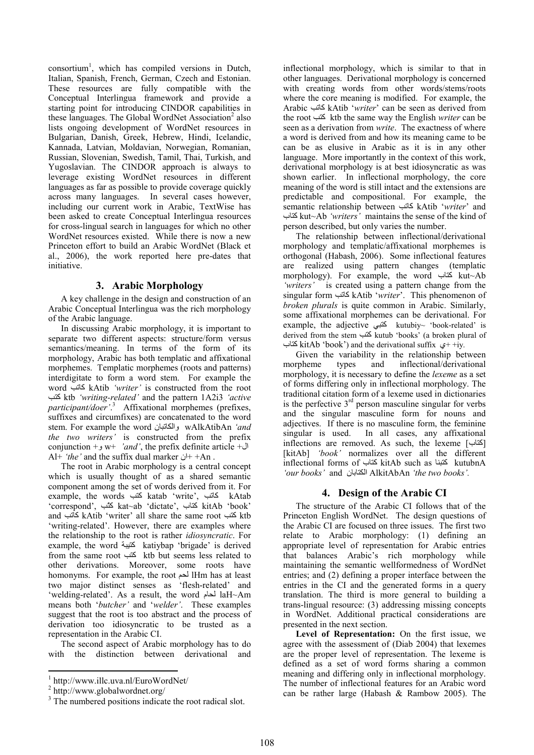consortium[1], which has compiled versions in Dutch, Italian, Spanish, French, German, Czech and Estonian. These resources are fully compatible with the Conceptual Interlingua framework and provide a starting point for introducing CINDOR capabilities in these languages. The Global WordNet Association[2] also lists ongoing development of WordNet resources in Bulgarian, Danish, Greek, Hebrew, Hindi, Icelandic, Kannada, Latvian, Moldavian, Norwegian, Romanian, Russian, Slovenian, Swedish, Tamil, Thai, Turkish, and Yugoslavian. The CINDOR approach is always to leverage existing WordNet resources in different languages as far as possible to provide coverage quickly across many languages. In several cases however, including our current work in Arabic, TextWise has been asked to create Conceptual Interlingua resources for cross-lingual search in languages for which no other WordNet resources existed. While there is now a new Princeton effort to build an Arabic WordNet (Black et al., 2006), the work reported here pre-dates that initiative.

## 3. Arabic Morphology

A key challenge in the design and construction of an Arabic Conceptual Interlingua was the rich morphology of the Arabic language.

In discussing Arabic morphology, it is important to separate two different aspects: structure/form versus semantics/meaning. In terms of the form of its morphology, Arabic has both templatic and affixational morphemes. Templatic morphemes (roots and patterns) interdigitate to form a word stem. For example the word كاتب kAtib *'writer'* is constructed from the root كتب ktb *'writing-related'* and the pattern 1A2i3 *'active participant/doer'*.[3] Affixational morphemes (prefixes, suffixes and circumfixes) are concatenated to the word stem. For example the word والكاتبان wAlkAtibAn *'and the two writers'* is constructed from the prefix conjunction +و w+ *'and'*, the prefix definite article +ال Al+ *'the'* and the suffix dual marker ان+ +An .

The root in Arabic morphology is a central concept which is usually thought of as a shared semantic component among the set of words derived from it. For example, the words كتب katab 'write', كاتب kAtab 'correspond', كتّب kat~ab 'dictate', كتاب kitAb 'book' and كاتب kAtib 'writer' all share the same root كتب ktb 'writing-related'. However, there are examples where the relationship to the root is rather *idiosyncratic*. For example, the word كتيبة katiybap 'brigade' is derived from the same root كتب ktb but seems less related to other derivations. Moreover, some roots have homonyms. For example, the root لحم lHm has at least two major distinct senses as 'flesh-related' and 'welding-related'. As a result, the word لحام laH~Am means both '*butcher'* and '*welder'*. These examples suggest that the root is too abstract and the process of derivation too idiosyncratic to be trusted as a representation in the Arabic CI.

The second aspect of Arabic morphology has to do with the distinction between derivational and inflectional morphology, which is similar to that in other languages. Derivational morphology is concerned with creating words from other words/stems/roots where the core meaning is modified. For example, the Arabic كاتب kAtib '*writer*' can be seen as derived from the root كتب ktb the same way the English *writer* can be seen as a derivation from *write*. The exactness of where a word is derived from and how its meaning came to be can be as elusive in Arabic as it is in any other language. More importantly in the context of this work, derivational morphology is at best idiosyncratic as was shown earlier. In inflectional morphology, the core meaning of the word is still intact and the extensions are predictable and compositional. For example, the semantic relationship between كاتب kAtib '*writer*' and كتاب kut~Ab *'writers'* maintains the sense of the kind of person described, but only varies the number.

The relationship between inflectional/derivational morphology and templatic/affixational morphemes is orthogonal (Habash, 2006). Some inflectional features are realized using pattern changes (templatic morphology). For example, the word كتاب kut~Ab *'writers'* is created using a pattern change from the singular form كاتب kAtib '*writer*'. This phenomenon of *broken plurals* is quite common in Arabic. Similarly, some affixational morphemes can be derivational. For example, the adjective كتبي kutubiy~ 'book-related' is derived from the stem كتب kutub 'books' (a broken plural of كتاب kitAb 'book') and the derivational suffix ي+ +iy.

Given the variability in the relationship between morpheme types and inflectional/derivational morphology, it is necessary to define the *lexeme* as a set of forms differing only in inflectional morphology. The traditional citation form of a lexeme used in dictionaries is the perfective 3rd person masculine singular for verbs and the singular masculine form for nouns and adjectives. If there is no masculine form, the feminine singular is used. In all cases, any affixational inflections are removed. As such, the lexeme [كتاب] [kitAb] *'book'* normalizes over all the different inflectional forms of كتاب kitAb such as كتبنا kutubnA *'our books'* and الكتابان AlkitAbAn *'the two books'.*

## 4. Design of the Arabic CI

The structure of the Arabic CI follows that of the Princeton English WordNet. The design questions of the Arabic CI are focused on three issues. The first two relate to Arabic morphology: (1) defining an appropriate level of representation for Arabic entries that balances Arabic's rich morphology while maintaining the semantic wellformedness of WordNet entries; and (2) defining a proper interface between the entries in the CI and the generated forms in a query translation. The third is more general to building a trans-lingual resource: (3) addressing missing concepts in WordNet. Additional practical considerations are presented in the next section.

**Level of Representation:** On the first issue, we agree with the assessment of (Diab 2004) that lexemes are the proper level of representation. The lexeme is defined as a set of word forms sharing a common meaning and differing only in inflectional morphology. The number of inflectional features for an Arabic word can be rather large (Habash & Rambow 2005). The

[1] http://www.illc.uva.nl/EuroWordNet/

[2] http://www.globalwordnet.org/

[3] The numbered positions indicate the root radical slot.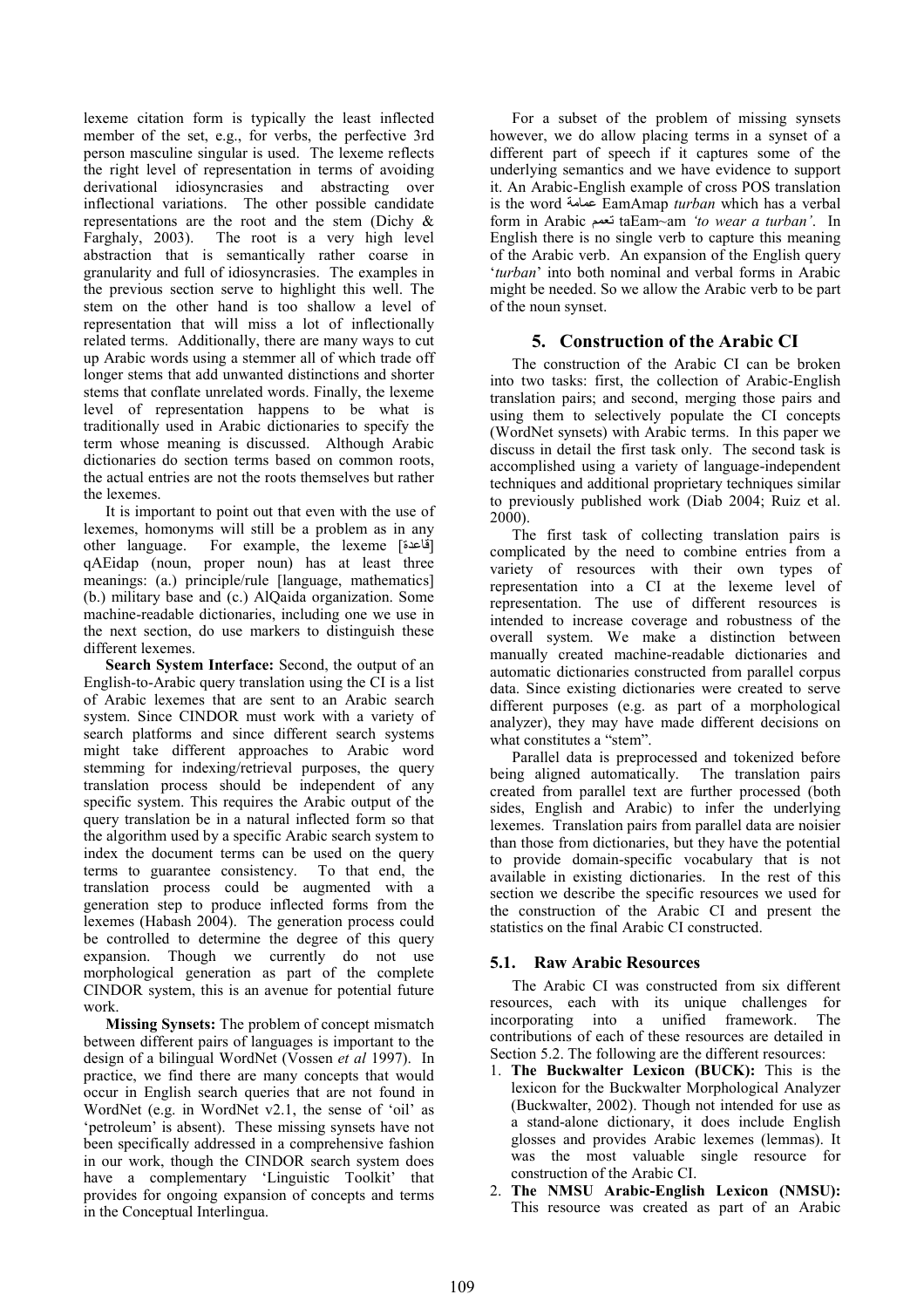lexeme citation form is typically the least inflected member of the set, e.g., for verbs, the perfective 3rd person masculine singular is used. The lexeme reflects the right level of representation in terms of avoiding derivational idiosyncrasies and abstracting over inflectional variations. The other possible candidate representations are the root and the stem (Dichy & Farghaly, 2003). The root is a very high level abstraction that is semantically rather coarse in granularity and full of idiosyncrasies. The examples in the previous section serve to highlight this well. The stem on the other hand is too shallow a level of representation that will miss a lot of inflectionally related terms. Additionally, there are many ways to cut up Arabic words using a stemmer all of which trade off longer stems that add unwanted distinctions and shorter stems that conflate unrelated words. Finally, the lexeme level of representation happens to be what is traditionally used in Arabic dictionaries to specify the term whose meaning is discussed. Although Arabic dictionaries do section terms based on common roots, the actual entries are not the roots themselves but rather the lexemes.

It is important to point out that even with the use of lexemes, homonyms will still be a problem as in any other language. For example, the lexeme [قاعدة] qAEidap (noun, proper noun) has at least three meanings: (a.) principle/rule [language, mathematics] (b.) military base and (c.) AlQaida organization. Some machine-readable dictionaries, including one we use in the next section, do use markers to distinguish these different lexemes.

**Search System Interface:** Second, the output of an English-to-Arabic query translation using the CI is a list of Arabic lexemes that are sent to an Arabic search system. Since CINDOR must work with a variety of search platforms and since different search systems might take different approaches to Arabic word stemming for indexing/retrieval purposes, the query translation process should be independent of any specific system. This requires the Arabic output of the query translation be in a natural inflected form so that the algorithm used by a specific Arabic search system to index the document terms can be used on the query terms to guarantee consistency. To that end, the translation process could be augmented with a generation step to produce inflected forms from the lexemes (Habash 2004). The generation process could be controlled to determine the degree of this query expansion. Though we currently do not use morphological generation as part of the complete CINDOR system, this is an avenue for potential future work.

**Missing Synsets:** The problem of concept mismatch between different pairs of languages is important to the design of a bilingual WordNet (Vossen *et al* 1997). In practice, we find there are many concepts that would occur in English search queries that are not found in WordNet (e.g. in WordNet v2.1, the sense of 'oil' as 'petroleum' is absent). These missing synsets have not been specifically addressed in a comprehensive fashion in our work, though the CINDOR search system does have a complementary 'Linguistic Toolkit' that provides for ongoing expansion of concepts and terms in the Conceptual Interlingua.

For a subset of the problem of missing synsets however, we do allow placing terms in a synset of a different part of speech if it captures some of the underlying semantics and we have evidence to support it. An Arabic-English example of cross POS translation is the word عمامة EamAmap *turban* which has a verbal form in Arabic تعمم taEam~am *'to wear a turban'*. In English there is no single verb to capture this meaning of the Arabic verb. An expansion of the English query '*turban*' into both nominal and verbal forms in Arabic might be needed. So we allow the Arabic verb to be part of the noun synset.

## 5. Construction of the Arabic CI

The construction of the Arabic CI can be broken into two tasks: first, the collection of Arabic-English translation pairs; and second, merging those pairs and using them to selectively populate the CI concepts (WordNet synsets) with Arabic terms. In this paper we discuss in detail the first task only. The second task is accomplished using a variety of language-independent techniques and additional proprietary techniques similar to previously published work (Diab 2004; Ruiz et al. 2000).

The first task of collecting translation pairs is complicated by the need to combine entries from a variety of resources with their own types of representation into a CI at the lexeme level of representation. The use of different resources is intended to increase coverage and robustness of the overall system. We make a distinction between manually created machine-readable dictionaries and automatic dictionaries constructed from parallel corpus data. Since existing dictionaries were created to serve different purposes (e.g. as part of a morphological analyzer), they may have made different decisions on what constitutes a "stem".

Parallel data is preprocessed and tokenized before being aligned automatically. The translation pairs created from parallel text are further processed (both sides, English and Arabic) to infer the underlying lexemes. Translation pairs from parallel data are noisier than those from dictionaries, but they have the potential to provide domain-specific vocabulary that is not available in existing dictionaries. In the rest of this section we describe the specific resources we used for the construction of the Arabic CI and present the statistics on the final Arabic CI constructed.

### 5.1. Raw Arabic Resources

The Arabic CI was constructed from six different resources, each with its unique challenges for incorporating into a unified framework. The contributions of each of these resources are detailed in Section 5.2. The following are the different resources:

1. **The Buckwalter Lexicon (BUCK):** This is the lexicon for the Buckwalter Morphological Analyzer (Buckwalter, 2002). Though not intended for use as a stand-alone dictionary, it does include English glosses and provides Arabic lexemes (lemmas). It was the most valuable single resource for construction of the Arabic CI.
2. **The NMSU Arabic-English Lexicon (NMSU):** This resource was created as part of an Arabic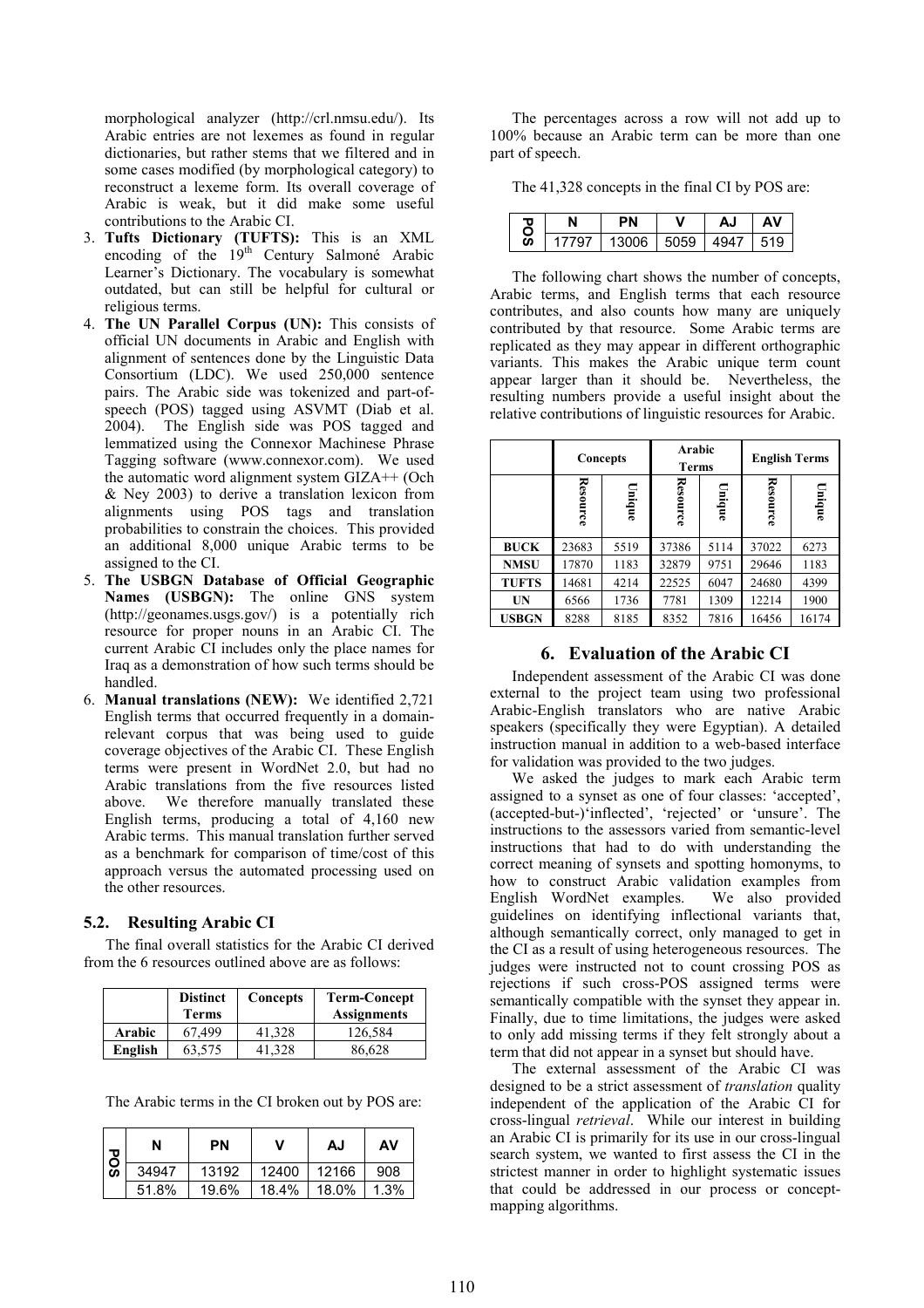morphological analyzer (http://crl.nmsu.edu/). Its Arabic entries are not lexemes as found in regular dictionaries, but rather stems that we filtered and in some cases modified (by morphological category) to reconstruct a lexeme form. Its overall coverage of Arabic is weak, but it did make some useful contributions to the Arabic CI.

3. **Tufts Dictionary (TUFTS):** This is an XML encoding of the 19th Century Salmoné Arabic Learner's Dictionary. The vocabulary is somewhat outdated, but can still be helpful for cultural or religious terms.
4. **The UN Parallel Corpus (UN):** This consists of official UN documents in Arabic and English with alignment of sentences done by the Linguistic Data Consortium (LDC). We used 250,000 sentence pairs. The Arabic side was tokenized and part-of-speech (POS) tagged using ASVMT (Diab et al. 2004). The English side was POS tagged and lemmatized using the Connexor Machinese Phrase Tagging software (www.connexor.com). We used the automatic word alignment system GIZA++ (Och & Ney 2003) to derive a translation lexicon from alignments using POS tags and translation probabilities to constrain the choices. This provided an additional 8,000 unique Arabic terms to be assigned to the CI.
5. **The USBGN Database of Official Geographic Names (USBGN):** The online GNS system (http://geonames.usgs.gov/) is a potentially rich resource for proper nouns in an Arabic CI. The current Arabic CI includes only the place names for Iraq as a demonstration of how such terms should be handled.
6. **Manual translations (NEW):** We identified 2,721 English terms that occurred frequently in a domain-relevant corpus that was being used to guide coverage objectives of the Arabic CI. These English terms were present in WordNet 2.0, but had no Arabic translations from the five resources listed above. We therefore manually translated these English terms, producing a total of 4,160 new Arabic terms. This manual translation further served as a benchmark for comparison of time/cost of this approach versus the automated processing used on the other resources.

### 5.2. Resulting Arabic CI

The final overall statistics for the Arabic CI derived from the 6 resources outlined above are as follows:

| | Distinct Terms | Concepts | Term-Concept Assignments |
|---|---|---|---|
| **Arabic** | 67,499 | 41,328 | 126,584 |
| **English** | 63,575 | 41,328 | 86,628 |

The Arabic terms in the CI broken out by POS are:

| POS | N | PN | V | AJ | AV |
|---|---|---|---|---|---|
| | 34947 | 13192 | 12400 | 12166 | 908 |
| | 51.8% | 19.6% | 18.4% | 18.0% | 1.3% |

The percentages across a row will not add up to 100% because an Arabic term can be more than one part of speech.

The 41,328 concepts in the final CI by POS are:

| POS | N | PN | V | AJ | AV |
|---|---|---|---|---|---|
| | 17797 | 13006 | 5059 | 4947 | 519 |

The following chart shows the number of concepts, Arabic terms, and English terms that each resource contributes, and also counts how many are uniquely contributed by that resource. Some Arabic terms are replicated as they may appear in different orthographic variants. This makes the Arabic unique term count appear larger than it should be. Nevertheless, the resulting numbers provide a useful insight about the relative contributions of linguistic resources for Arabic.

| | Concepts | | Arabic Terms | | English Terms | |
|---|---|---|---|---|---|---|
| | Resource | Unique | Resource | Unique | Resource | Unique |
| **BUCK** | 23683 | 5519 | 37386 | 5114 | 37022 | 6273 |
| **NMSU** | 17870 | 1183 | 32879 | 9751 | 29646 | 1183 |
| **TUFTS** | 14681 | 4214 | 22525 | 6047 | 24680 | 4399 |
| **UN** | 6566 | 1736 | 7781 | 1309 | 12214 | 1900 |
| **USBGN** | 8288 | 8185 | 8352 | 7816 | 16456 | 16174 |

## 6. Evaluation of the Arabic CI

Independent assessment of the Arabic CI was done external to the project team using two professional Arabic-English translators who are native Arabic speakers (specifically they were Egyptian). A detailed instruction manual in addition to a web-based interface for validation was provided to the two judges.

We asked the judges to mark each Arabic term assigned to a synset as one of four classes: 'accepted', (accepted-but-)'inflected', 'rejected' or 'unsure'. The instructions to the assessors varied from semantic-level instructions that had to do with understanding the correct meaning of synsets and spotting homonyms, to how to construct Arabic validation examples from English WordNet examples. We also provided guidelines on identifying inflectional variants that, although semantically correct, only managed to get in the CI as a result of using heterogeneous resources. The judges were instructed not to count crossing POS as rejections if such cross-POS assigned terms were semantically compatible with the synset they appear in. Finally, due to time limitations, the judges were asked to only add missing terms if they felt strongly about a term that did not appear in a synset but should have.

The external assessment of the Arabic CI was designed to be a strict assessment of *translation* quality independent of the application of the Arabic CI for cross-lingual *retrieval*. While our interest in building an Arabic CI is primarily for its use in our cross-lingual search system, we wanted to first assess the CI in the strictest manner in order to highlight systematic issues that could be addressed in our process or concept-mapping algorithms.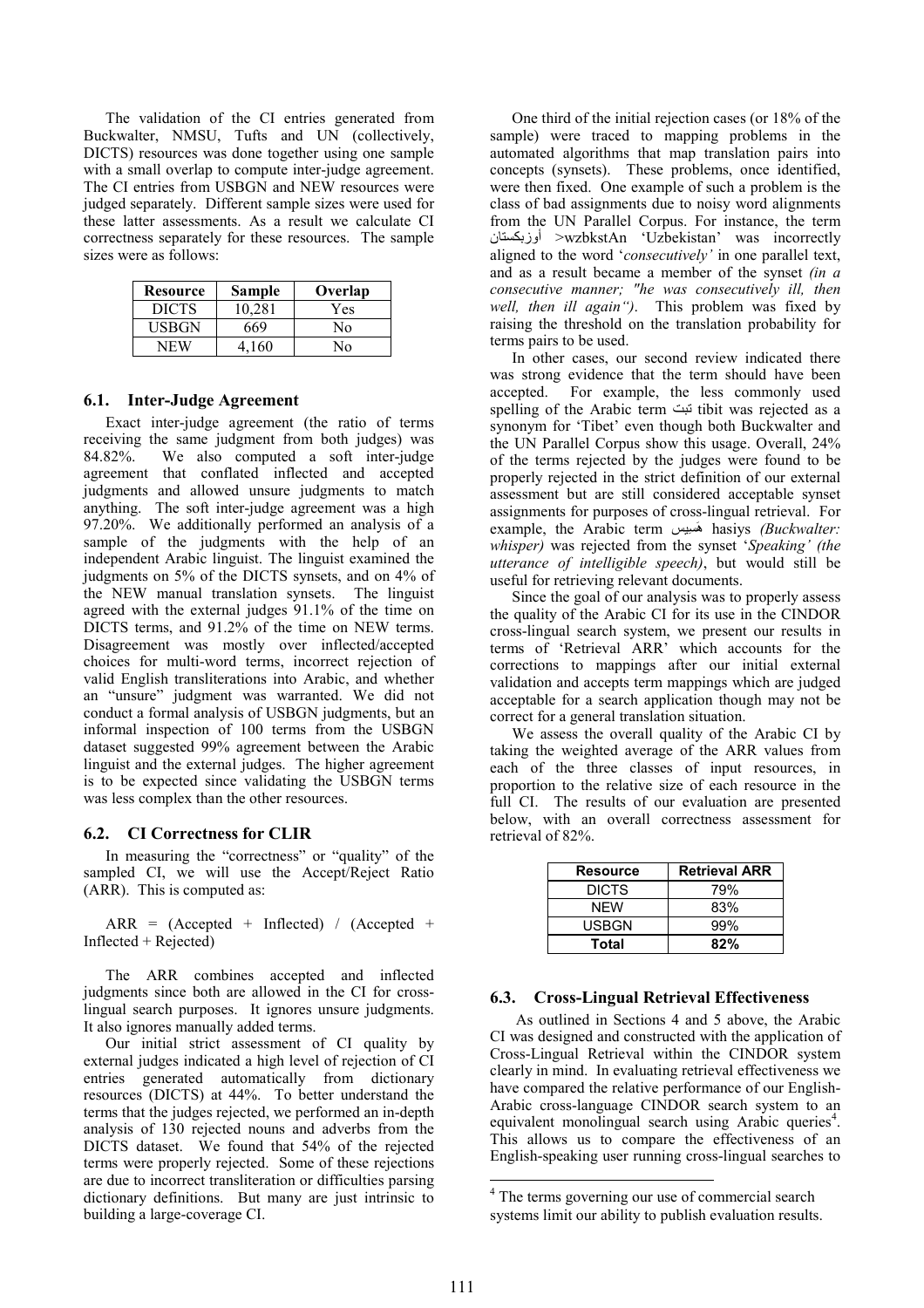The validation of the CI entries generated from Buckwalter, NMSU, Tufts and UN (collectively, DICTS) resources was done together using one sample with a small overlap to compute inter-judge agreement. The CI entries from USBGN and NEW resources were judged separately. Different sample sizes were used for these latter assessments. As a result we calculate CI correctness separately for these resources. The sample sizes were as follows:

| Resource | Sample | Overlap |
|---|---|---|
| DICTS | 10,281 | Yes |
| USBGN | 669 | No |
| NEW | 4,160 | No |

### 6.1. Inter-Judge Agreement

Exact inter-judge agreement (the ratio of terms receiving the same judgment from both judges) was 84.82%. We also computed a soft inter-judge agreement that conflated inflected and accepted judgments and allowed unsure judgments to match anything. The soft inter-judge agreement was a high 97.20%. We additionally performed an analysis of a sample of the judgments with the help of an independent Arabic linguist. The linguist examined the judgments on 5% of the DICTS synsets, and on 4% of the NEW manual translation synsets. The linguist agreed with the external judges 91.1% of the time on DICTS terms, and 91.2% of the time on NEW terms. Disagreement was mostly over inflected/accepted choices for multi-word terms, incorrect rejection of valid English transliterations into Arabic, and whether an "unsure" judgment was warranted. We did not conduct a formal analysis of USBGN judgments, but an informal inspection of 100 terms from the USBGN dataset suggested 99% agreement between the Arabic linguist and the external judges. The higher agreement is to be expected since validating the USBGN terms was less complex than the other resources.

### 6.2. CI Correctness for CLIR

In measuring the "correctness" or "quality" of the sampled CI, we will use the Accept/Reject Ratio (ARR). This is computed as:

ARR = (Accepted + Inflected) / (Accepted + Inflected + Rejected)

The ARR combines accepted and inflected judgments since both are allowed in the CI for cross-lingual search purposes. It ignores unsure judgments. It also ignores manually added terms.

Our initial strict assessment of CI quality by external judges indicated a high level of rejection of CI entries generated automatically from dictionary resources (DICTS) at 44%. To better understand the terms that the judges rejected, we performed an in-depth analysis of 130 rejected nouns and adverbs from the DICTS dataset. We found that 54% of the rejected terms were properly rejected. Some of these rejections are due to incorrect transliteration or difficulties parsing dictionary definitions. But many are just intrinsic to building a large-coverage CI.

One third of the initial rejection cases (or 18% of the sample) were traced to mapping problems in the automated algorithms that map translation pairs into concepts (synsets). These problems, once identified, were then fixed. One example of such a problem is the class of bad assignments due to noisy word alignments from the UN Parallel Corpus. For instance, the term أوزبكستان >wzbkstAn 'Uzbekistan' was incorrectly aligned to the word '*consecutively'* in one parallel text, and as a result became a member of the synset *(in a consecutive manner; "he was consecutively ill, then well, then ill again")*. This problem was fixed by raising the threshold on the translation probability for terms pairs to be used.

In other cases, our second review indicated there was strong evidence that the term should have been accepted. For example, the less commonly used spelling of the Arabic term تبت tibit was rejected as a synonym for 'Tibet' even though both Buckwalter and the UN Parallel Corpus show this usage. Overall, 24% of the terms rejected by the judges were found to be properly rejected in the strict definition of our external assessment but are still considered acceptable synset assignments for purposes of cross-lingual retrieval. For example, the Arabic term هَسيس hasiys *(Buckwalter: whisper)* was rejected from the synset '*Speaking' (the utterance of intelligible speech)*, but would still be useful for retrieving relevant documents.

Since the goal of our analysis was to properly assess the quality of the Arabic CI for its use in the CINDOR cross-lingual search system, we present our results in terms of 'Retrieval ARR' which accounts for the corrections to mappings after our initial external validation and accepts term mappings which are judged acceptable for a search application though may not be correct for a general translation situation.

We assess the overall quality of the Arabic CI by taking the weighted average of the ARR values from each of the three classes of input resources, in proportion to the relative size of each resource in the full CI. The results of our evaluation are presented below, with an overall correctness assessment for retrieval of 82%.

| Resource | Retrieval ARR |
|---|---|
| DICTS | 79% |
| NEW | 83% |
| USBGN | 99% |
| **Total** | **82%** |

### 6.3. Cross-Lingual Retrieval Effectiveness

As outlined in Sections 4 and 5 above, the Arabic CI was designed and constructed with the application of Cross-Lingual Retrieval within the CINDOR system clearly in mind. In evaluating retrieval effectiveness we have compared the relative performance of our English-Arabic cross-language CINDOR search system to an equivalent monolingual search using Arabic queries[4]. This allows us to compare the effectiveness of an English-speaking user running cross-lingual searches to

[4] The terms governing our use of commercial search systems limit our ability to publish evaluation results.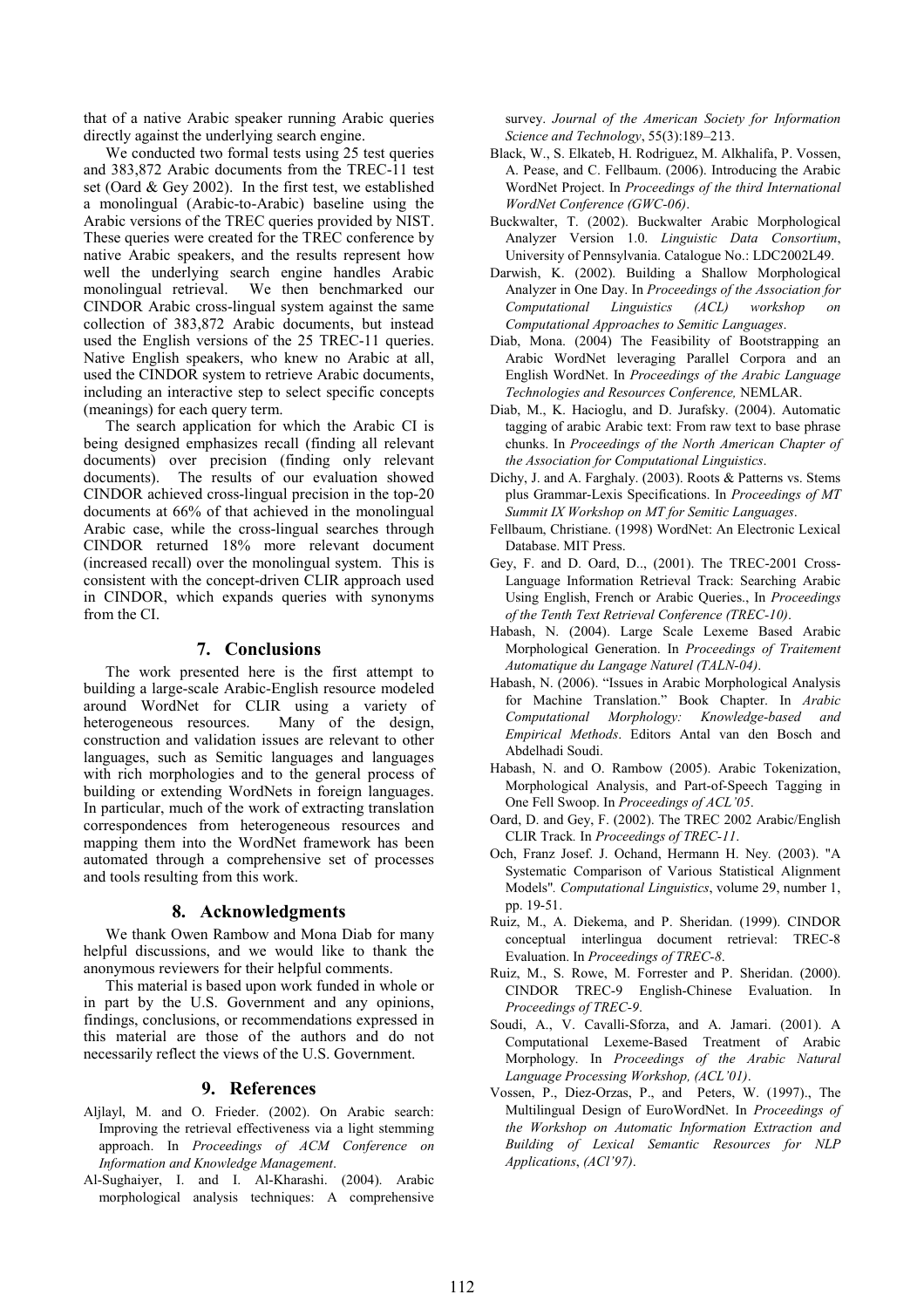that of a native Arabic speaker running Arabic queries directly against the underlying search engine.

We conducted two formal tests using 25 test queries and 383,872 Arabic documents from the TREC-11 test set (Oard & Gey 2002). In the first test, we established a monolingual (Arabic-to-Arabic) baseline using the Arabic versions of the TREC queries provided by NIST. These queries were created for the TREC conference by native Arabic speakers, and the results represent how well the underlying search engine handles Arabic monolingual retrieval. We then benchmarked our CINDOR Arabic cross-lingual system against the same collection of 383,872 Arabic documents, but instead used the English versions of the 25 TREC-11 queries. Native English speakers, who knew no Arabic at all, used the CINDOR system to retrieve Arabic documents, including an interactive step to select specific concepts (meanings) for each query term.

The search application for which the Arabic CI is being designed emphasizes recall (finding all relevant documents) over precision (finding only relevant documents). The results of our evaluation showed CINDOR achieved cross-lingual precision in the top-20 documents at 66% of that achieved in the monolingual Arabic case, while the cross-lingual searches through CINDOR returned 18% more relevant document (increased recall) over the monolingual system. This is consistent with the concept-driven CLIR approach used in CINDOR, which expands queries with synonyms from the CI.

## 7. Conclusions

The work presented here is the first attempt to building a large-scale Arabic-English resource modeled around WordNet for CLIR using a variety of heterogeneous resources. Many of the design, construction and validation issues are relevant to other languages, such as Semitic languages and languages with rich morphologies and to the general process of building or extending WordNets in foreign languages. In particular, much of the work of extracting translation correspondences from heterogeneous resources and mapping them into the WordNet framework has been automated through a comprehensive set of processes and tools resulting from this work.

## 8. Acknowledgments

We thank Owen Rambow and Mona Diab for many helpful discussions, and we would like to thank the anonymous reviewers for their helpful comments.

This material is based upon work funded in whole or in part by the U.S. Government and any opinions, findings, conclusions, or recommendations expressed in this material are those of the authors and do not necessarily reflect the views of the U.S. Government.

## 9. References

Aljlayl, M. and O. Frieder. (2002). On Arabic search: Improving the retrieval effectiveness via a light stemming approach. In *Proceedings of ACM Conference on Information and Knowledge Management*.

Al-Sughaiyer, I. and I. Al-Kharashi. (2004). Arabic morphological analysis techniques: A comprehensive survey. *Journal of the American Society for Information Science and Technology*, 55(3):189–213.

Black, W., S. Elkateb, H. Rodriguez, M. Alkhalifa, P. Vossen, A. Pease, and C. Fellbaum. (2006). Introducing the Arabic WordNet Project. In *Proceedings of the third International WordNet Conference (GWC-06)*.

Buckwalter, T. (2002). Buckwalter Arabic Morphological Analyzer Version 1.0. *Linguistic Data Consortium*, University of Pennsylvania. Catalogue No.: LDC2002L49.

Darwish, K. (2002). Building a Shallow Morphological Analyzer in One Day. In *Proceedings of the Association for Computational Linguistics (ACL) workshop on Computational Approaches to Semitic Languages*.

Diab, Mona. (2004) The Feasibility of Bootstrapping an Arabic WordNet leveraging Parallel Corpora and an English WordNet. In *Proceedings of the Arabic Language Technologies and Resources Conference,* NEMLAR.

Diab, M., K. Hacioglu, and D. Jurafsky. (2004). Automatic tagging of arabic Arabic text: From raw text to base phrase chunks. In *Proceedings of the North American Chapter of the Association for Computational Linguistics*.

Dichy, J. and A. Farghaly. (2003). Roots & Patterns vs. Stems plus Grammar-Lexis Specifications. In *Proceedings of MT Summit IX Workshop on MT for Semitic Languages*.

Fellbaum, Christiane. (1998) WordNet: An Electronic Lexical Database. MIT Press.

Gey, F. and D. Oard, D.., (2001). The TREC-2001 Cross-Language Information Retrieval Track: Searching Arabic Using English, French or Arabic Queries., In *Proceedings of the Tenth Text Retrieval Conference (TREC-10)*.

Habash, N. (2004). Large Scale Lexeme Based Arabic Morphological Generation. In *Proceedings of Traitement Automatique du Langage Naturel (TALN-04)*.

Habash, N. (2006). "Issues in Arabic Morphological Analysis for Machine Translation." Book Chapter. In *Arabic Computational Morphology: Knowledge-based and Empirical Methods*. Editors Antal van den Bosch and Abdelhadi Soudi.

Habash, N. and O. Rambow (2005). Arabic Tokenization, Morphological Analysis, and Part-of-Speech Tagging in One Fell Swoop. In *Proceedings of ACL'05*.

Oard, D. and Gey, F. (2002). The TREC 2002 Arabic/English CLIR Track. In *Proceedings of TREC-11*.

Och, Franz Josef. J. Ochand, Hermann H. Ney. (2003). "A Systematic Comparison of Various Statistical Alignment Models". *Computational Linguistics*, volume 29, number 1, pp. 19-51.

Ruiz, M., A. Diekema, and P. Sheridan. (1999). CINDOR conceptual interlingua document retrieval: TREC-8 Evaluation. In *Proceedings of TREC-8*.

Ruiz, M., S. Rowe, M. Forrester and P. Sheridan. (2000). CINDOR TREC-9 English-Chinese Evaluation. In *Proceedings of TREC-9*.

Soudi, A., V. Cavalli-Sforza, and A. Jamari. (2001). A Computational Lexeme-Based Treatment of Arabic Morphology. In *Proceedings of the Arabic Natural Language Processing Workshop, (ACL'01)*.

Vossen, P., Diez-Orzas, P., and Peters, W. (1997)., The Multilingual Design of EuroWordNet. In *Proceedings of the Workshop on Automatic Information Extraction and Building of Lexical Semantic Resources for NLP Applications*, *(ACl'97)*.